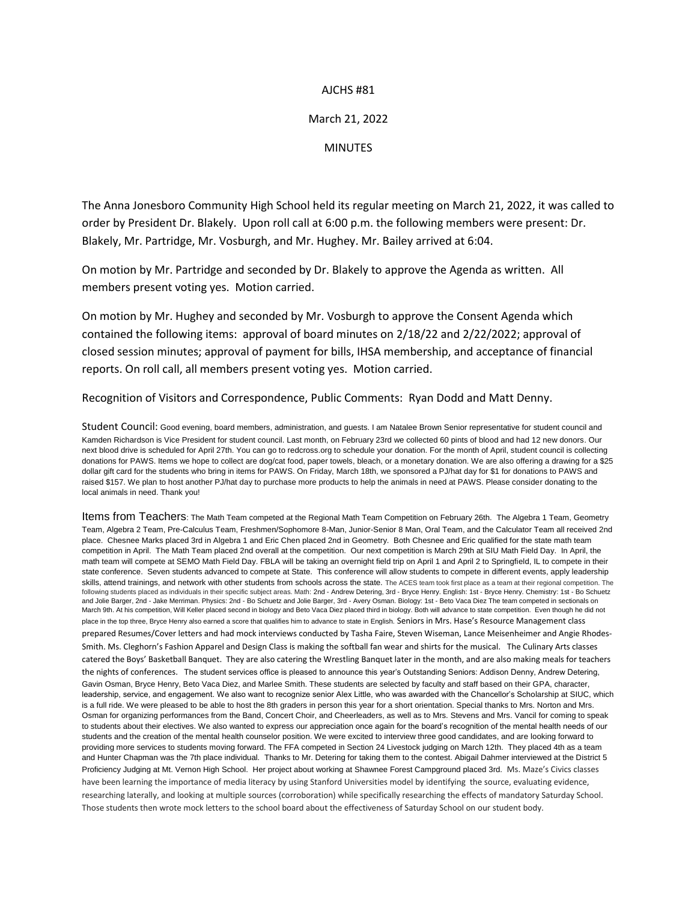AJCHS #81

March 21, 2022

MINUTES

The Anna Jonesboro Community High School held its regular meeting on March 21, 2022, it was called to order by President Dr. Blakely. Upon roll call at 6:00 p.m. the following members were present: Dr. Blakely, Mr. Partridge, Mr. Vosburgh, and Mr. Hughey. Mr. Bailey arrived at 6:04.

On motion by Mr. Partridge and seconded by Dr. Blakely to approve the Agenda as written. All members present voting yes. Motion carried.

On motion by Mr. Hughey and seconded by Mr. Vosburgh to approve the Consent Agenda which contained the following items: approval of board minutes on 2/18/22 and 2/22/2022; approval of closed session minutes; approval of payment for bills, IHSA membership, and acceptance of financial reports. On roll call, all members present voting yes. Motion carried.

Recognition of Visitors and Correspondence, Public Comments: Ryan Dodd and Matt Denny.

Student Council: Good evening, board members, administration, and guests. I am Natalee Brown Senior representative for student council and Kamden Richardson is Vice President for student council. Last month, on February 23rd we collected 60 pints of blood and had 12 new donors. Our next blood drive is scheduled for April 27th. You can go to redcross.org to schedule your donation. For the month of April, student council is collecting donations for PAWS. Items we hope to collect are dog/cat food, paper towels, bleach, or a monetary donation. We are also offering a drawing for a $25 dollar gift card for the students who bring in items for PAWS. On Friday, March 18th, we sponsored a PJ/hat day for $1 for donations to PAWS and raised $157. We plan to host another PJ/hat day to purchase more products to help the animals in need at PAWS. Please consider donating to the local animals in need. Thank you!

Items from Teachers: The Math Team competed at the Regional Math Team Competition on February 26th. The Algebra 1 Team, Geometry Team, Algebra 2 Team, Pre-Calculus Team, Freshmen/Sophomore 8-Man, Junior-Senior 8 Man, Oral Team, and the Calculator Team all received 2nd place. Chesnee Marks placed 3rd in Algebra 1 and Eric Chen placed 2nd in Geometry. Both Chesnee and Eric qualified for the state math team competition in April. The Math Team placed 2nd overall at the competition. Our next competition is March 29th at SIU Math Field Day. In April, the math team will compete at SEMO Math Field Day. FBLA will be taking an overnight field trip on April 1 and April 2 to Springfield, IL to compete in their state conference. Seven students advanced to compete at State. This conference will allow students to compete in different events, apply leadership skills, attend trainings, and network with other students from schools across the state. The ACES team took first place as a team at their regional competition. The following students placed as individuals in their specific subject areas. Math: 2nd - Andrew Detering, 3rd - Bryce Henry. English: 1st - Bryce Henry. Chemistry: 1st - Bo Schuetz and Jolie Barger, 2nd - Jake Merriman. Physics: 2nd - Bo Schuetz and Jolie Barger, 3rd - Avery Osman. Biology: 1st - Beto Vaca Diez The team competed in sectionals on March 9th. At his competition, Will Keller placed second in biology and Beto Vaca Diez placed third in biology. Both will advance to state competition. Even though he did not place in the top three, Bryce Henry also earned a score that qualifies him to advance to state in English. Seniors in Mrs. Hase's Resource Management class prepared Resumes/Cover letters and had mock interviews conducted by Tasha Faire, Steven Wiseman, Lance Meisenheimer and Angie Rhodes-Smith. Ms. Cleghorn's Fashion Apparel and Design Class is making the softball fan wear and shirts for the musical. The Culinary Arts classes catered the Boys' Basketball Banquet. They are also catering the Wrestling Banquet later in the month, and are also making meals for teachers the nights of conferences. The student services office is pleased to announce this year's Outstanding Seniors: Addison Denny, Andrew Detering, Gavin Osman, Bryce Henry, Beto Vaca Diez, and Marlee Smith. These students are selected by faculty and staff based on their GPA, character, leadership, service, and engagement. We also want to recognize senior Alex Little, who was awarded with the Chancellor's Scholarship at SIUC, which is a full ride. We were pleased to be able to host the 8th graders in person this year for a short orientation. Special thanks to Mrs. Norton and Mrs. Osman for organizing performances from the Band, Concert Choir, and Cheerleaders, as well as to Mrs. Stevens and Mrs. Vancil for coming to speak to students about their electives. We also wanted to express our appreciation once again for the board's recognition of the mental health needs of our students and the creation of the mental health counselor position. We were excited to interview three good candidates, and are looking forward to providing more services to students moving forward. The FFA competed in Section 24 Livestock judging on March 12th. They placed 4th as a team and Hunter Chapman was the 7th place individual. Thanks to Mr. Detering for taking them to the contest. Abigail Dahmer interviewed at the District 5 Proficiency Judging at Mt. Vernon High School. Her project about working at Shawnee Forest Campground placed 3rd. Ms. Maze's Civics classes have been learning the importance of media literacy by using Stanford Universities model by identifying the source, evaluating evidence, researching laterally, and looking at multiple sources (corroboration) while specifically researching the effects of mandatory Saturday School. Those students then wrote mock letters to the school board about the effectiveness of Saturday School on our student body.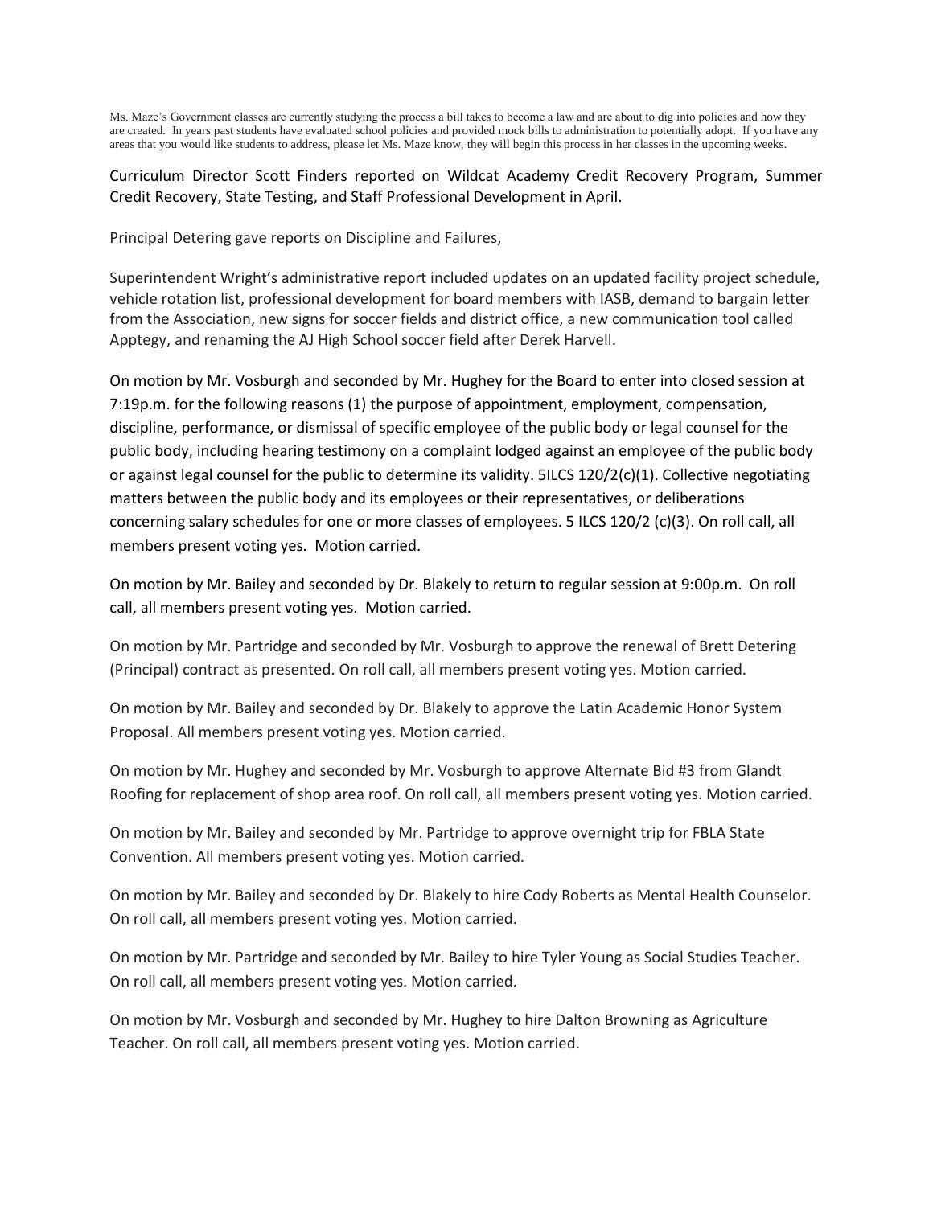Ms. Maze's Government classes are currently studying the process a bill takes to become a law and are about to dig into policies and how they are created. In years past students have evaluated school policies and provided mock bills to administration to potentially adopt. If you have any areas that you would like students to address, please let Ms. Maze know, they will begin this process in her classes in the upcoming weeks.

Curriculum Director Scott Finders reported on Wildcat Academy Credit Recovery Program, Summer Credit Recovery, State Testing, and Staff Professional Development in April.

Principal Detering gave reports on Discipline and Failures,

Superintendent Wright's administrative report included updates on an updated facility project schedule, vehicle rotation list, professional development for board members with IASB, demand to bargain letter from the Association, new signs for soccer fields and district office, a new communication tool called Apptegy, and renaming the AJ High School soccer field after Derek Harvell.

On motion by Mr. Vosburgh and seconded by Mr. Hughey for the Board to enter into closed session at 7:19p.m. for the following reasons (1) the purpose of appointment, employment, compensation, discipline, performance, or dismissal of specific employee of the public body or legal counsel for the public body, including hearing testimony on a complaint lodged against an employee of the public body or against legal counsel for the public to determine its validity. 5ILCS 120/2(c)(1). Collective negotiating matters between the public body and its employees or their representatives, or deliberations concerning salary schedules for one or more classes of employees. 5 ILCS 120/2 (c)(3). On roll call, all members present voting yes. Motion carried.

On motion by Mr. Bailey and seconded by Dr. Blakely to return to regular session at 9:00p.m. On roll call, all members present voting yes. Motion carried.

On motion by Mr. Partridge and seconded by Mr. Vosburgh to approve the renewal of Brett Detering (Principal) contract as presented. On roll call, all members present voting yes. Motion carried.

On motion by Mr. Bailey and seconded by Dr. Blakely to approve the Latin Academic Honor System Proposal. All members present voting yes. Motion carried.

On motion by Mr. Hughey and seconded by Mr. Vosburgh to approve Alternate Bid #3 from Glandt Roofing for replacement of shop area roof. On roll call, all members present voting yes. Motion carried.

On motion by Mr. Bailey and seconded by Mr. Partridge to approve overnight trip for FBLA State Convention. All members present voting yes. Motion carried.

On motion by Mr. Bailey and seconded by Dr. Blakely to hire Cody Roberts as Mental Health Counselor. On roll call, all members present voting yes. Motion carried.

On motion by Mr. Partridge and seconded by Mr. Bailey to hire Tyler Young as Social Studies Teacher. On roll call, all members present voting yes. Motion carried.

On motion by Mr. Vosburgh and seconded by Mr. Hughey to hire Dalton Browning as Agriculture Teacher. On roll call, all members present voting yes. Motion carried.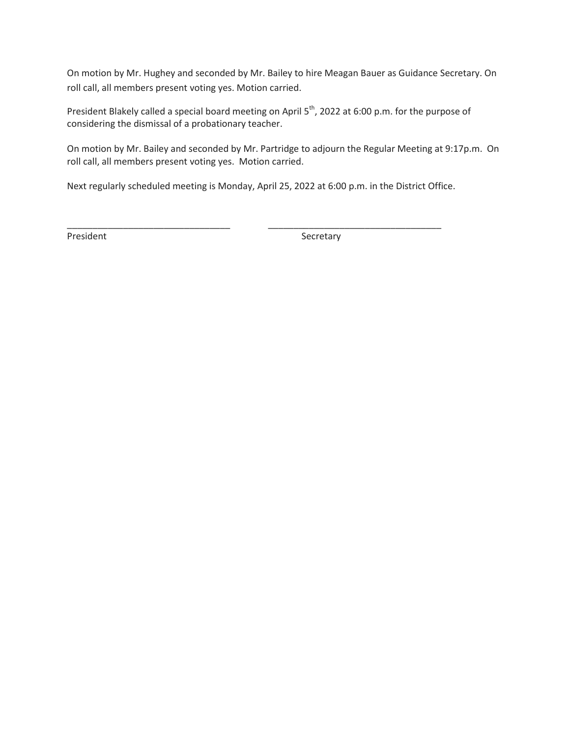On motion by Mr. Hughey and seconded by Mr. Bailey to hire Meagan Bauer as Guidance Secretary. On roll call, all members present voting yes. Motion carried.

President Blakely called a special board meeting on April 5th, 2022 at 6:00 p.m. for the purpose of considering the dismissal of a probationary teacher.

On motion by Mr. Bailey and seconded by Mr. Partridge to adjourn the Regular Meeting at 9:17p.m. On roll call, all members present voting yes. Motion carried.

Next regularly scheduled meeting is Monday, April 25, 2022 at 6:00 p.m. in the District Office.

________________________________ ___________________________________

President Secretary